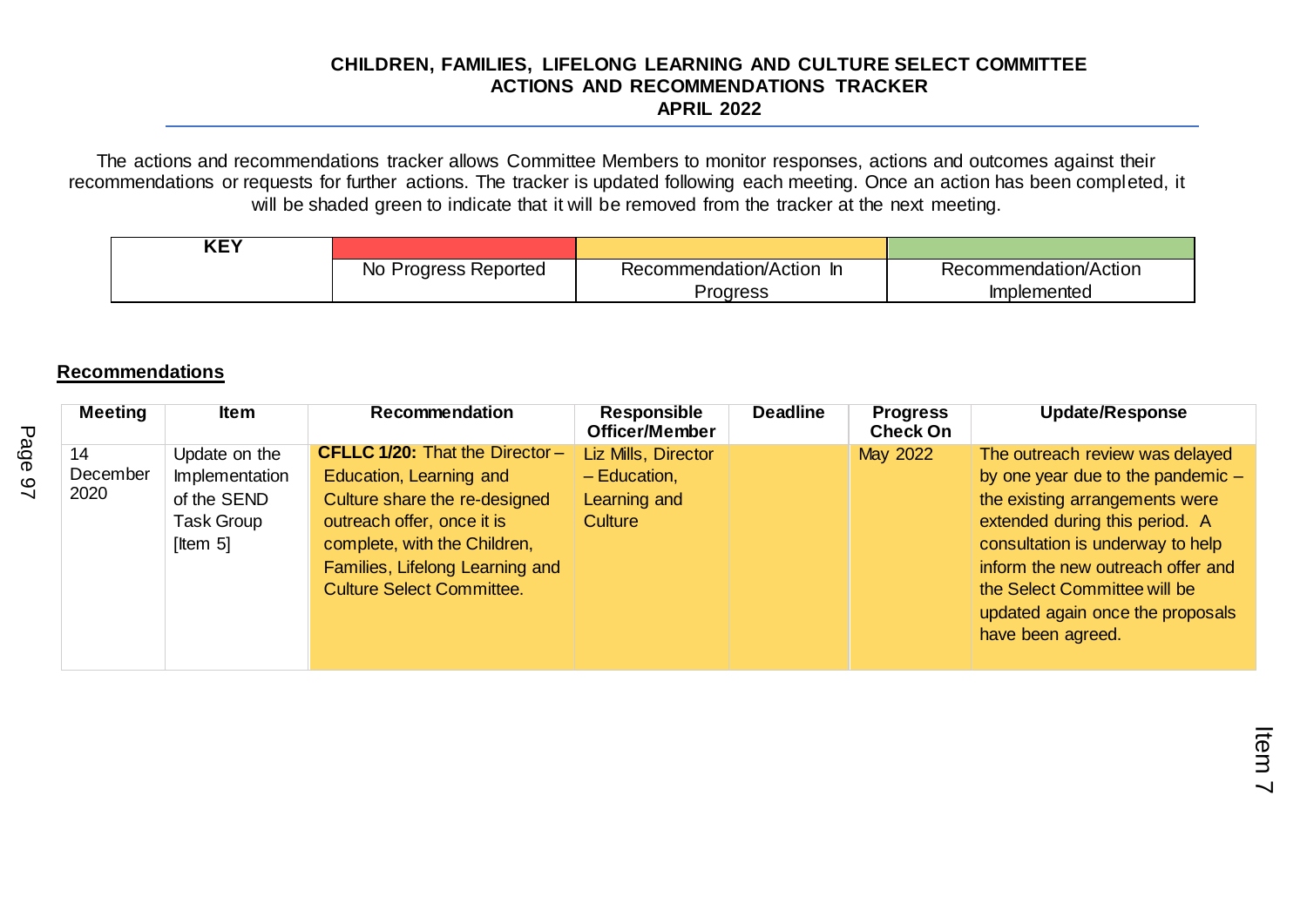# CHILDREN, FAMILIES, LIFELONG LEARNING AND CULTURE SELECT COMMITTEE
## ACTIONS AND RECOMMENDATIONS TRACKER
## APRIL 2022

The actions and recommendations tracker allows Committee Members to monitor responses, actions and outcomes against their recommendations or requests for further actions. The tracker is updated following each meeting. Once an action has been completed, it will be shaded green to indicate that it will be removed from the tracker at the next meeting.

| KEY | | | |
|---|---|---|---|
| | No Progress Reported | Recommendation/Action In Progress | Recommendation/Action Implemented |

**Recommendations**

| Meeting | Item | Recommendation | Responsible Officer/Member | Deadline | Progress Check On | Update/Response |
|---|---|---|---|---|---|---|
| 14 December 2020 | Update on the Implementation of the SEND Task Group [Item 5] | **CFLLC 1/20:** That the Director – Education, Learning and Culture share the re-designed outreach offer, once it is complete, with the Children, Families, Lifelong Learning and Culture Select Committee. | Liz Mills, Director – Education, Learning and Culture | | May 2022 | The outreach review was delayed by one year due to the pandemic – the existing arrangements were extended during this period. A consultation is underway to help inform the new outreach offer and the Select Committee will be updated again once the proposals have been agreed. |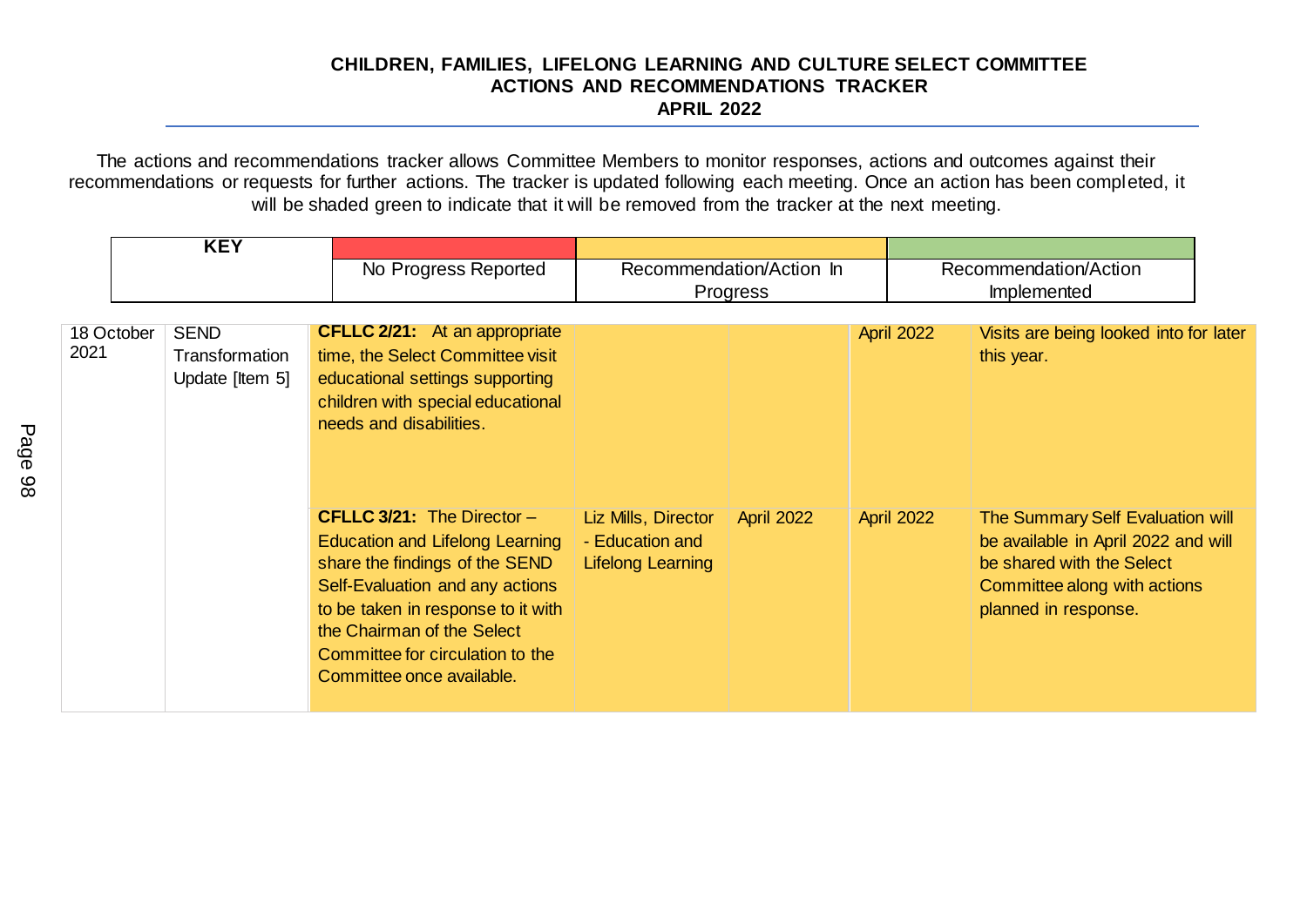# CHILDREN, FAMILIES, LIFELONG LEARNING AND CULTURE SELECT COMMITTEE
## ACTIONS AND RECOMMENDATIONS TRACKER
## APRIL 2022

The actions and recommendations tracker allows Committee Members to monitor responses, actions and outcomes against their recommendations or requests for further actions. The tracker is updated following each meeting. Once an action has been completed, it will be shaded green to indicate that it will be removed from the tracker at the next meeting.

| KEY | | | |
|---|---|---|---|
| | No Progress Reported | Recommendation/Action In Progress | Recommendation/Action Implemented |

| | | | | | | |
|---|---|---|---|---|---|---|
| 18 October 2021 | SEND Transformation Update [Item 5] | **CFLLC 2/21:** At an appropriate time, the Select Committee visit educational settings supporting children with special educational needs and disabilities. | | | April 2022 | Visits are being looked into for later this year. |
| | | **CFLLC 3/21:** The Director – Education and Lifelong Learning share the findings of the SEND Self-Evaluation and any actions to be taken in response to it with the Chairman of the Select Committee for circulation to the Committee once available. | Liz Mills, Director - Education and Lifelong Learning | April 2022 | April 2022 | The Summary Self Evaluation will be available in April 2022 and will be shared with the Select Committee along with actions planned in response. |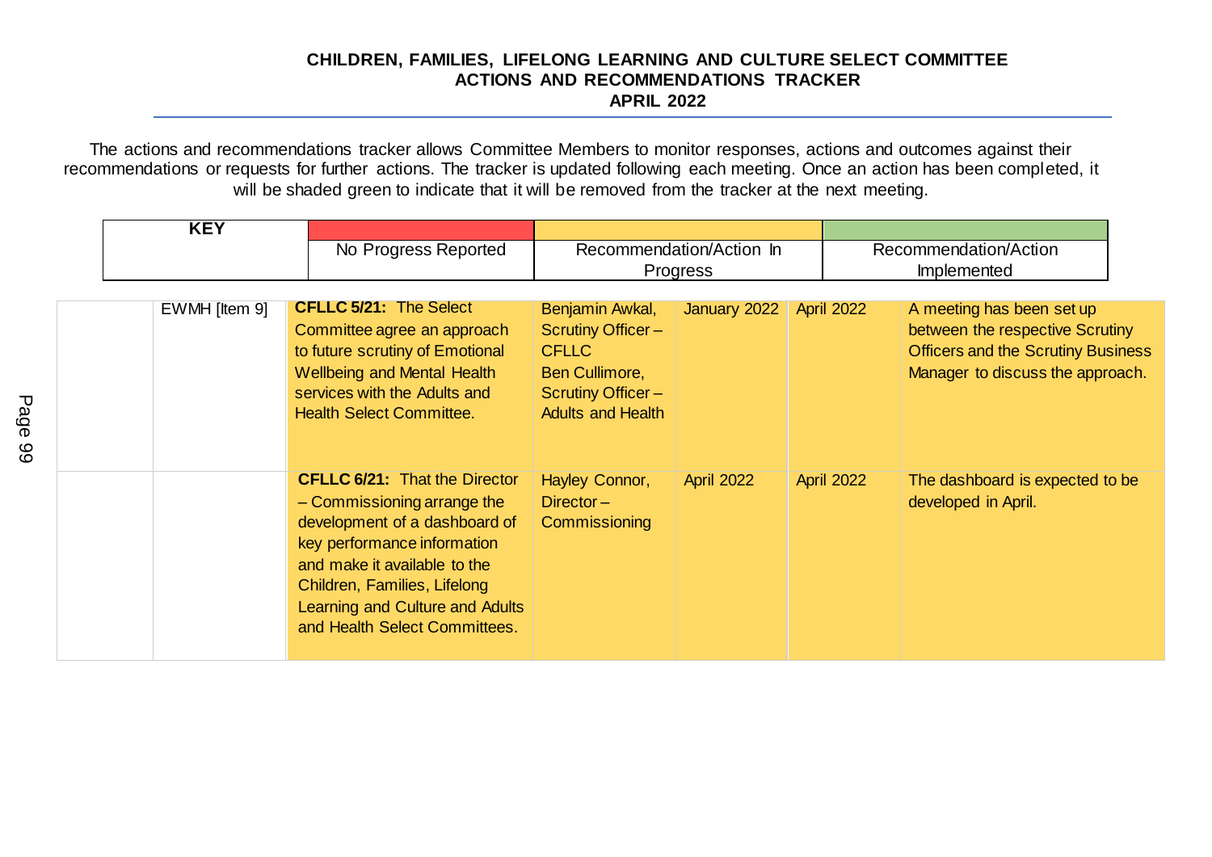**CHILDREN, FAMILIES, LIFELONG LEARNING AND CULTURE SELECT COMMITTEE**
**ACTIONS AND RECOMMENDATIONS TRACKER**
**APRIL 2022**

The actions and recommendations tracker allows Committee Members to monitor responses, actions and outcomes against their recommendations or requests for further actions. The tracker is updated following each meeting. Once an action has been completed, it will be shaded green to indicate that it will be removed from the tracker at the next meeting.

| KEY | | | |
|---|---|---|---|
| | No Progress Reported | Recommendation/Action In Progress | Recommendation/Action Implemented |

| | | | | | | |
|---|---|---|---|---|---|---|
| | EWMH [Item 9] | **CFLLC 5/21:** The Select Committee agree an approach to future scrutiny of Emotional Wellbeing and Mental Health services with the Adults and Health Select Committee. | Benjamin Awkal, Scrutiny Officer – CFLLC Ben Cullimore, Scrutiny Officer – Adults and Health | January 2022 | April 2022 | A meeting has been set up between the respective Scrutiny Officers and the Scrutiny Business Manager to discuss the approach. |
| | | **CFLLC 6/21:** That the Director – Commissioning arrange the development of a dashboard of key performance information and make it available to the Children, Families, Lifelong Learning and Culture and Adults and Health Select Committees. | Hayley Connor, Director – Commissioning | April 2022 | April 2022 | The dashboard is expected to be developed in April. |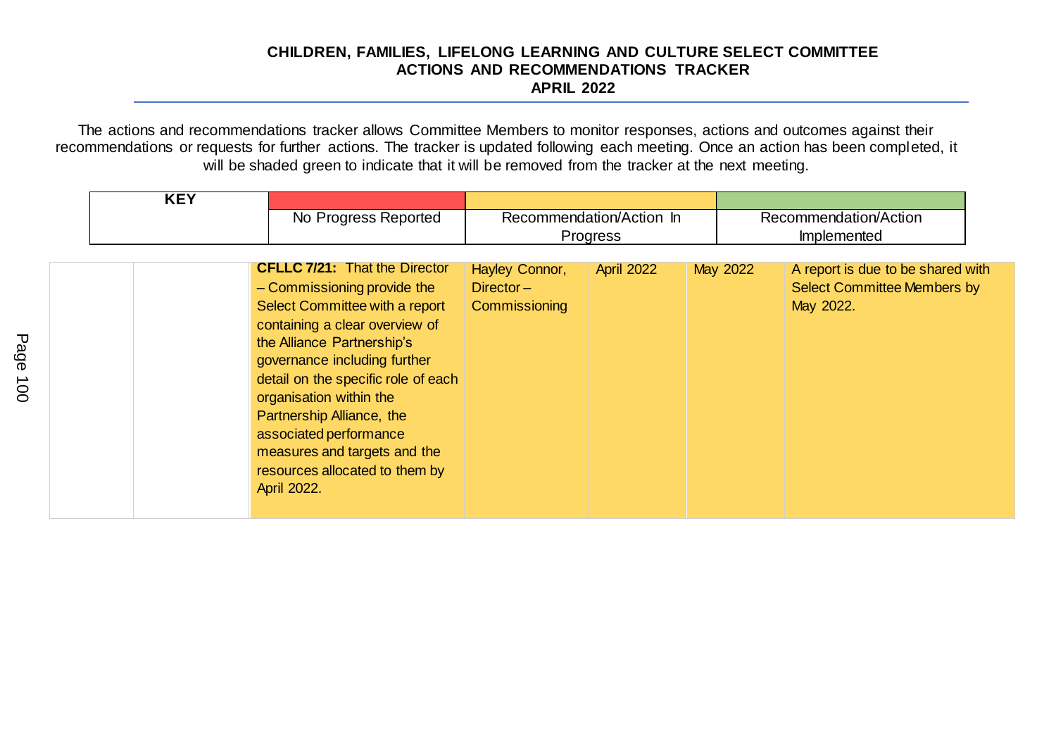**CHILDREN, FAMILIES, LIFELONG LEARNING AND CULTURE SELECT COMMITTEE**
**ACTIONS AND RECOMMENDATIONS TRACKER**
**APRIL 2022**

The actions and recommendations tracker allows Committee Members to monitor responses, actions and outcomes against their recommendations or requests for further actions. The tracker is updated following each meeting. Once an action has been completed, it will be shaded green to indicate that it will be removed from the tracker at the next meeting.

| KEY | | | |
|---|---|---|---|
| | No Progress Reported | Recommendation/Action In Progress | Recommendation/Action Implemented |

| | | | | | | |
|---|---|---|---|---|---|---|
| | | **CFLLC 7/21:** That the Director – Commissioning provide the Select Committee with a report containing a clear overview of the Alliance Partnership's governance including further detail on the specific role of each organisation within the Partnership Alliance, the associated performance measures and targets and the resources allocated to them by April 2022. | Hayley Connor, Director – Commissioning | April 2022 | May 2022 | A report is due to be shared with Select Committee Members by May 2022. |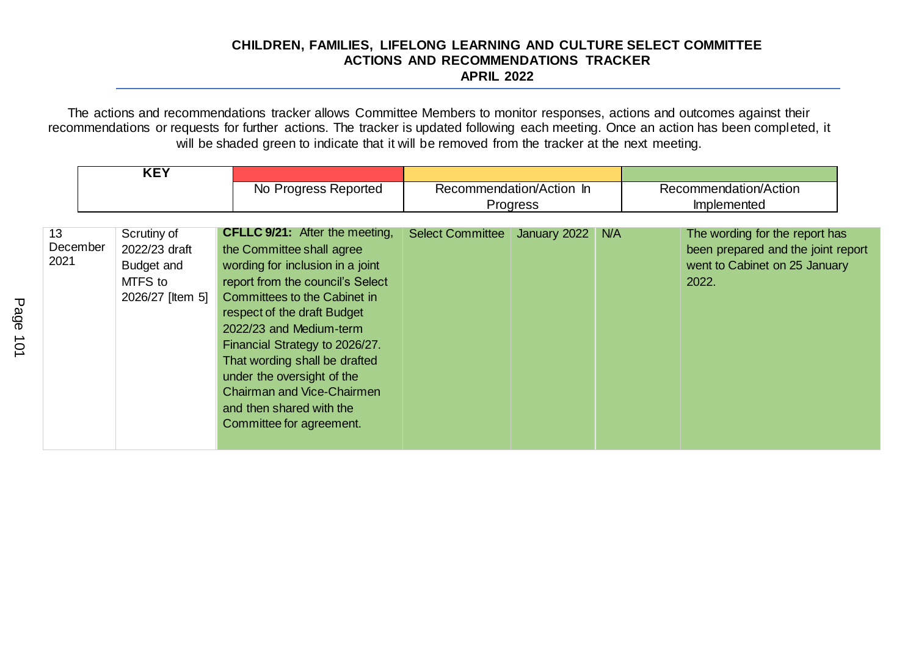**CHILDREN, FAMILIES, LIFELONG LEARNING AND CULTURE SELECT COMMITTEE**
**ACTIONS AND RECOMMENDATIONS TRACKER**
**APRIL 2022**

The actions and recommendations tracker allows Committee Members to monitor responses, actions and outcomes against their recommendations or requests for further actions. The tracker is updated following each meeting. Once an action has been completed, it will be shaded green to indicate that it will be removed from the tracker at the next meeting.

| KEY | | | |
|---|---|---|---|
| | No Progress Reported | Recommendation/Action In Progress | Recommendation/Action Implemented |

| | | | | | | |
|---|---|---|---|---|---|---|
| 13 December 2021 | Scrutiny of 2022/23 draft Budget and MTFS to 2026/27 [Item 5] | **CFLLC 9/21:** After the meeting, the Committee shall agree wording for inclusion in a joint report from the council's Select Committees to the Cabinet in respect of the draft Budget 2022/23 and Medium-term Financial Strategy to 2026/27. That wording shall be drafted under the oversight of the Chairman and Vice-Chairmen and then shared with the Committee for agreement. | Select Committee | January 2022 | N/A | The wording for the report has been prepared and the joint report went to Cabinet on 25 January 2022. |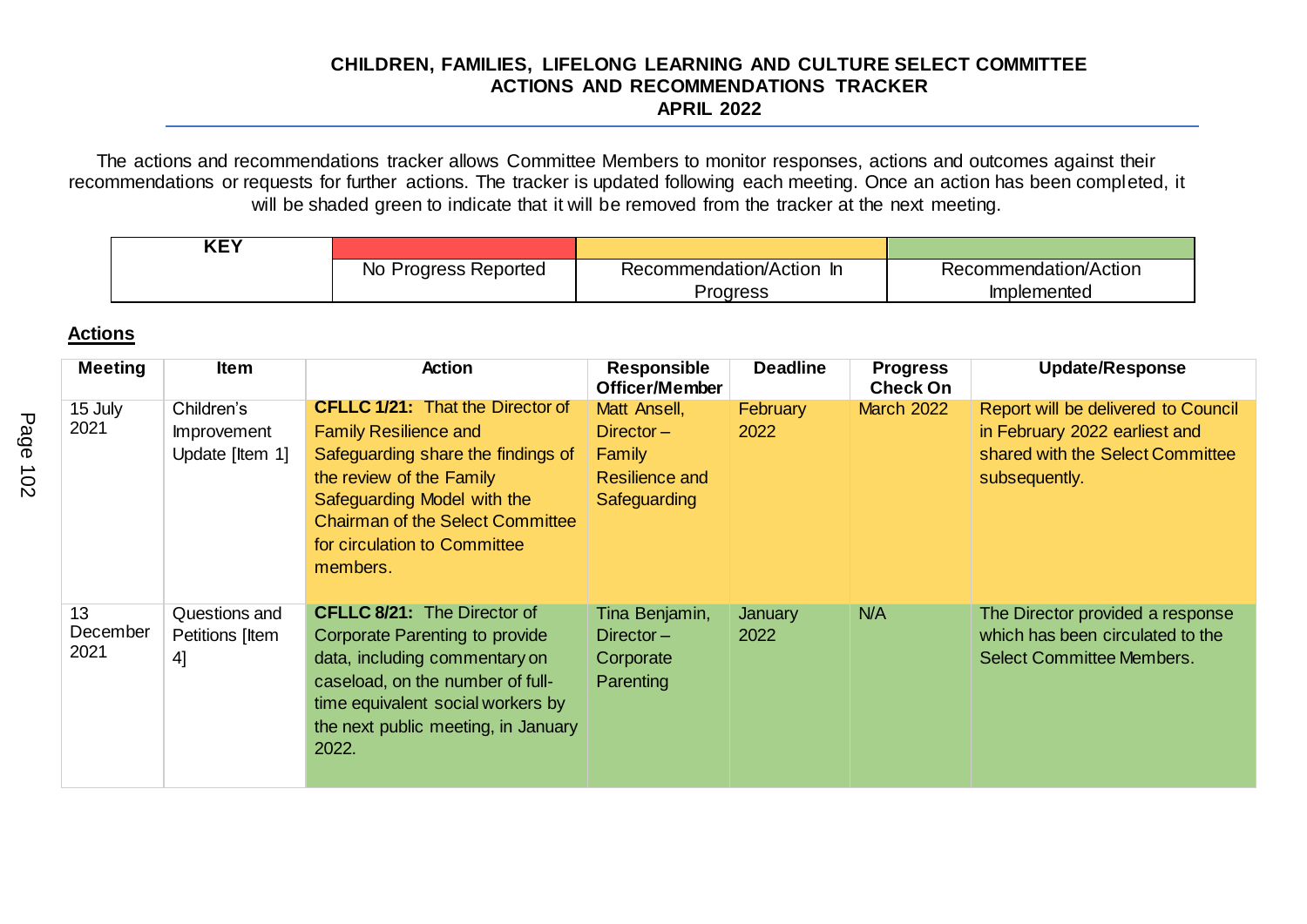**CHILDREN, FAMILIES, LIFELONG LEARNING AND CULTURE SELECT COMMITTEE**
**ACTIONS AND RECOMMENDATIONS TRACKER**
**APRIL 2022**

The actions and recommendations tracker allows Committee Members to monitor responses, actions and outcomes against their recommendations or requests for further actions. The tracker is updated following each meeting. Once an action has been completed, it will be shaded green to indicate that it will be removed from the tracker at the next meeting.

| KEY | | | |
|---|---|---|---|
| | No Progress Reported | Recommendation/Action In Progress | Recommendation/Action Implemented |

## Actions

| Meeting | Item | Action | Responsible Officer/Member | Deadline | Progress Check On | Update/Response |
|---|---|---|---|---|---|---|
| 15 July 2021 | Children's Improvement Update [Item 1] | **CFLLC 1/21:** That the Director of Family Resilience and Safeguarding share the findings of the review of the Family Safeguarding Model with the Chairman of the Select Committee for circulation to Committee members. | Matt Ansell, Director – Family Resilience and Safeguarding | February 2022 | March 2022 | Report will be delivered to Council in February 2022 earliest and shared with the Select Committee subsequently. |
| 13 December 2021 | Questions and Petitions [Item 4] | **CFLLC 8/21:** The Director of Corporate Parenting to provide data, including commentary on caseload, on the number of full-time equivalent social workers by the next public meeting, in January 2022. | Tina Benjamin, Director – Corporate Parenting | January 2022 | N/A | The Director provided a response which has been circulated to the Select Committee Members. |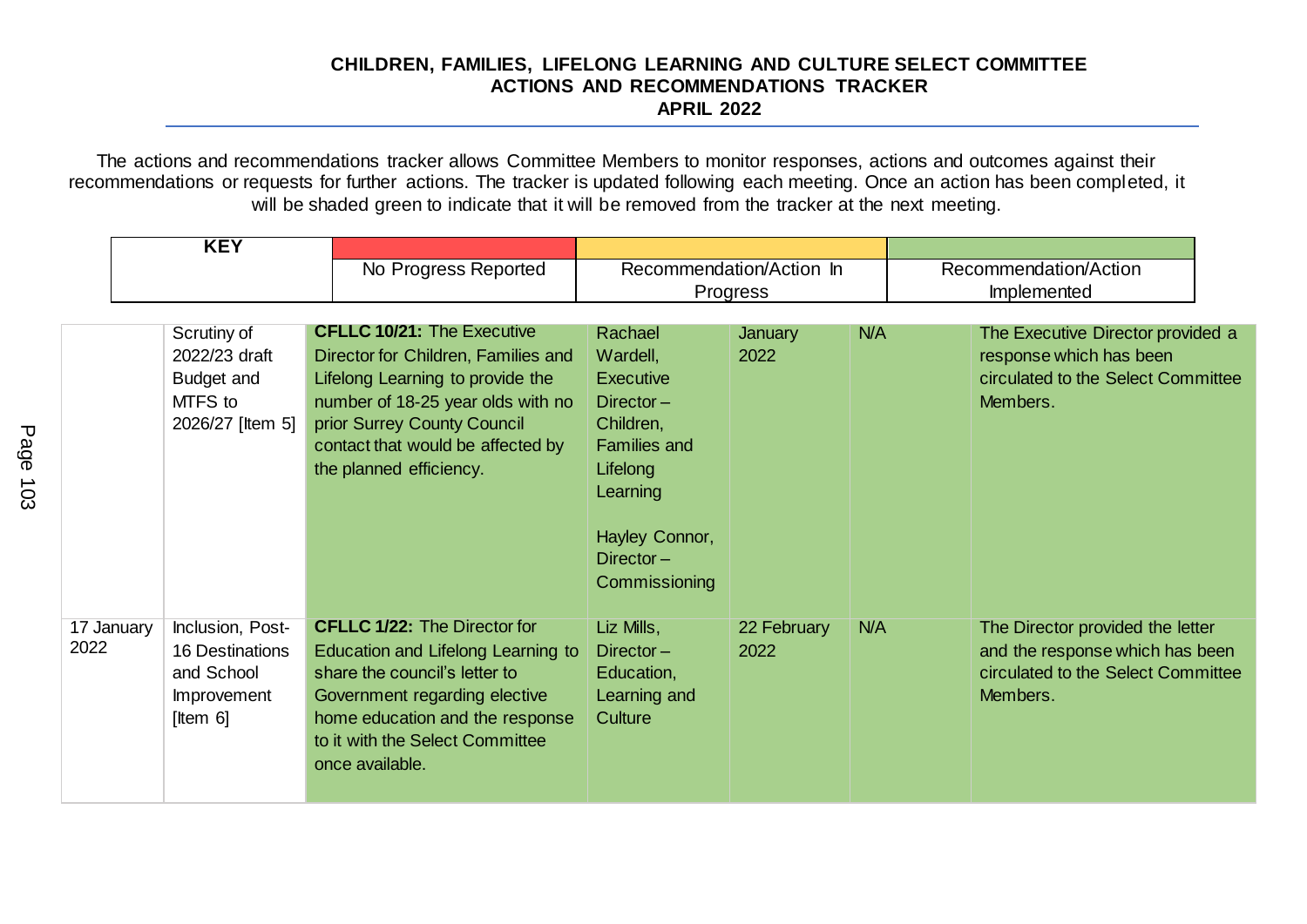**CHILDREN, FAMILIES, LIFELONG LEARNING AND CULTURE SELECT COMMITTEE**
**ACTIONS AND RECOMMENDATIONS TRACKER**
**APRIL 2022**

The actions and recommendations tracker allows Committee Members to monitor responses, actions and outcomes against their recommendations or requests for further actions. The tracker is updated following each meeting. Once an action has been completed, it will be shaded green to indicate that it will be removed from the tracker at the next meeting.

| KEY | | | |
|---|---|---|---|
| | No Progress Reported | Recommendation/Action In Progress | Recommendation/Action Implemented |

| | | | | | | |
|---|---|---|---|---|---|---|
| | Scrutiny of 2022/23 draft Budget and MTFS to 2026/27 [Item 5] | **CFLLC 10/21:** The Executive Director for Children, Families and Lifelong Learning to provide the number of 18-25 year olds with no prior Surrey County Council contact that would be affected by the planned efficiency. | Rachael Wardell, Executive Director – Children, Families and Lifelong Learning<br><br>Hayley Connor, Director – Commissioning | January 2022 | N/A | The Executive Director provided a response which has been circulated to the Select Committee Members. |
| 17 January 2022 | Inclusion, Post-16 Destinations and School Improvement [Item 6] | **CFLLC 1/22:** The Director for Education and Lifelong Learning to share the council's letter to Government regarding elective home education and the response to it with the Select Committee once available. | Liz Mills, Director – Education, Learning and Culture | 22 February 2022 | N/A | The Director provided the letter and the response which has been circulated to the Select Committee Members. |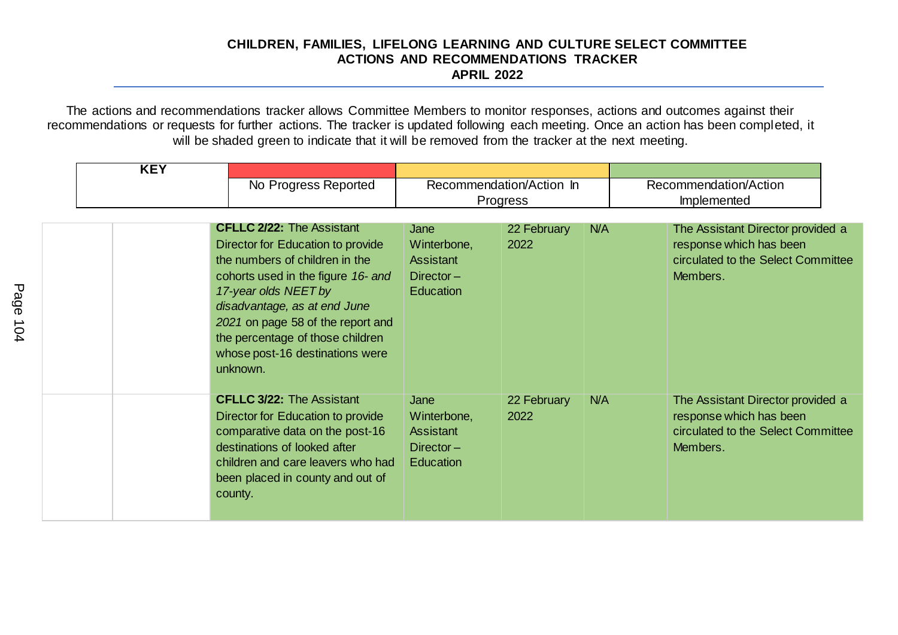**CHILDREN, FAMILIES, LIFELONG LEARNING AND CULTURE SELECT COMMITTEE**
**ACTIONS AND RECOMMENDATIONS TRACKER**
**APRIL 2022**

The actions and recommendations tracker allows Committee Members to monitor responses, actions and outcomes against their recommendations or requests for further actions. The tracker is updated following each meeting. Once an action has been completed, it will be shaded green to indicate that it will be removed from the tracker at the next meeting.

| KEY | | | |
|---|---|---|---|
| | No Progress Reported | Recommendation/Action In Progress | Recommendation/Action Implemented |

| | | | | | | |
|---|---|---|---|---|---|---|
| | | **CFLLC 2/22:** The Assistant Director for Education to provide the numbers of children in the cohorts used in the figure *16- and 17-year olds NEET by disadvantage, as at end June 2021* on page 58 of the report and the percentage of those children whose post-16 destinations were unknown. | Jane Winterbone, Assistant Director – Education | 22 February 2022 | N/A | The Assistant Director provided a response which has been circulated to the Select Committee Members. |
| | | **CFLLC 3/22:** The Assistant Director for Education to provide comparative data on the post-16 destinations of looked after children and care leavers who had been placed in county and out of county. | Jane Winterbone, Assistant Director – Education | 22 February 2022 | N/A | The Assistant Director provided a response which has been circulated to the Select Committee Members. |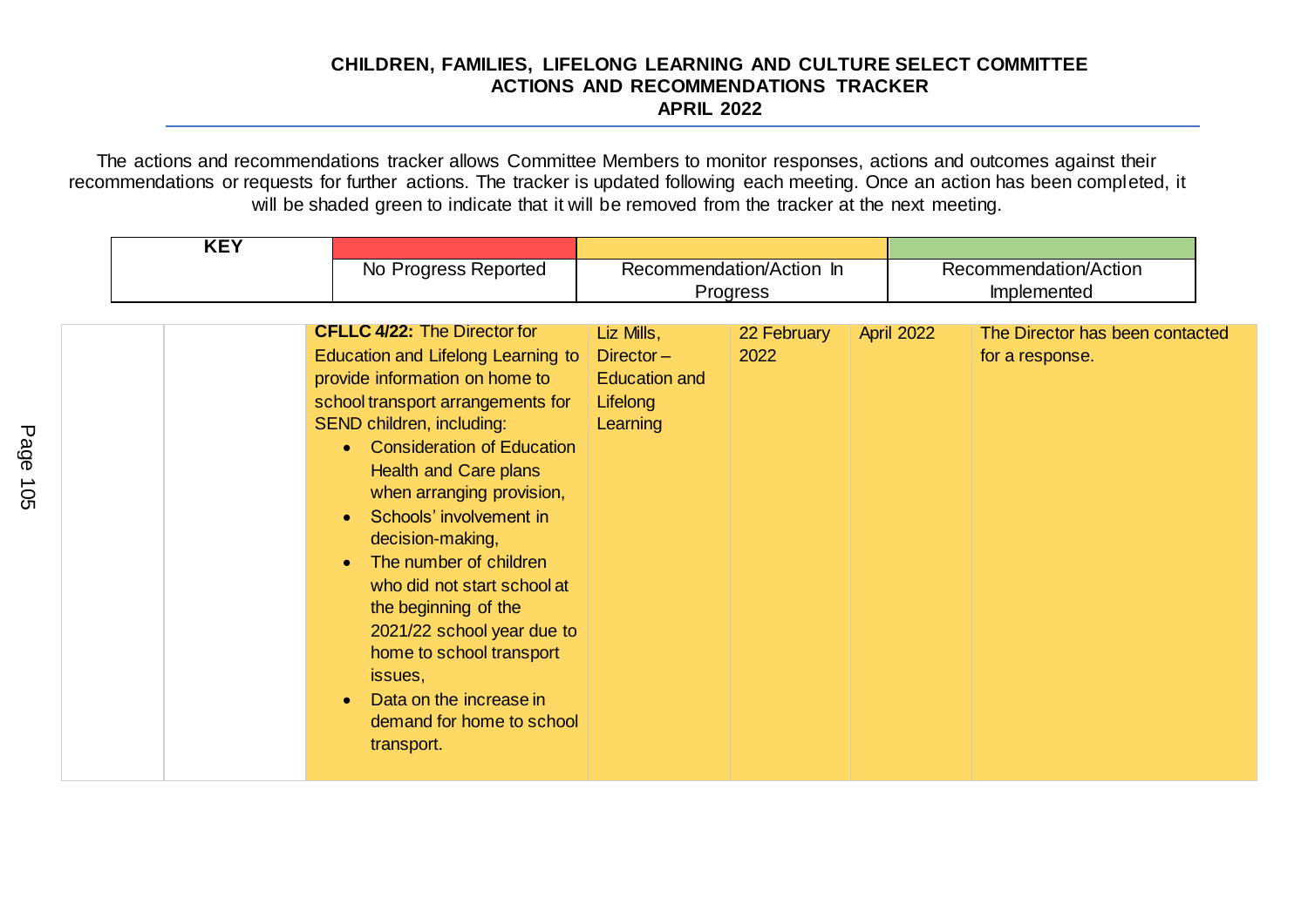**CHILDREN, FAMILIES, LIFELONG LEARNING AND CULTURE SELECT COMMITTEE**
**ACTIONS AND RECOMMENDATIONS TRACKER**
**APRIL 2022**

The actions and recommendations tracker allows Committee Members to monitor responses, actions and outcomes against their recommendations or requests for further actions. The tracker is updated following each meeting. Once an action has been completed, it will be shaded green to indicate that it will be removed from the tracker at the next meeting.

| KEY | No Progress Reported | Recommendation/Action In Progress | Recommendation/Action Implemented |
|---|---|---|---|

| | | | | | | |
|---|---|---|---|---|---|---|
| | | **CFLLC 4/22:** The Director for Education and Lifelong Learning to provide information on home to school transport arrangements for SEND children, including:<br>• Consideration of Education Health and Care plans when arranging provision,<br>• Schools' involvement in decision-making,<br>• The number of children who did not start school at the beginning of the 2021/22 school year due to home to school transport issues,<br>• Data on the increase in demand for home to school transport. | Liz Mills, Director – Education and Lifelong Learning | 22 February 2022 | April 2022 | The Director has been contacted for a response. |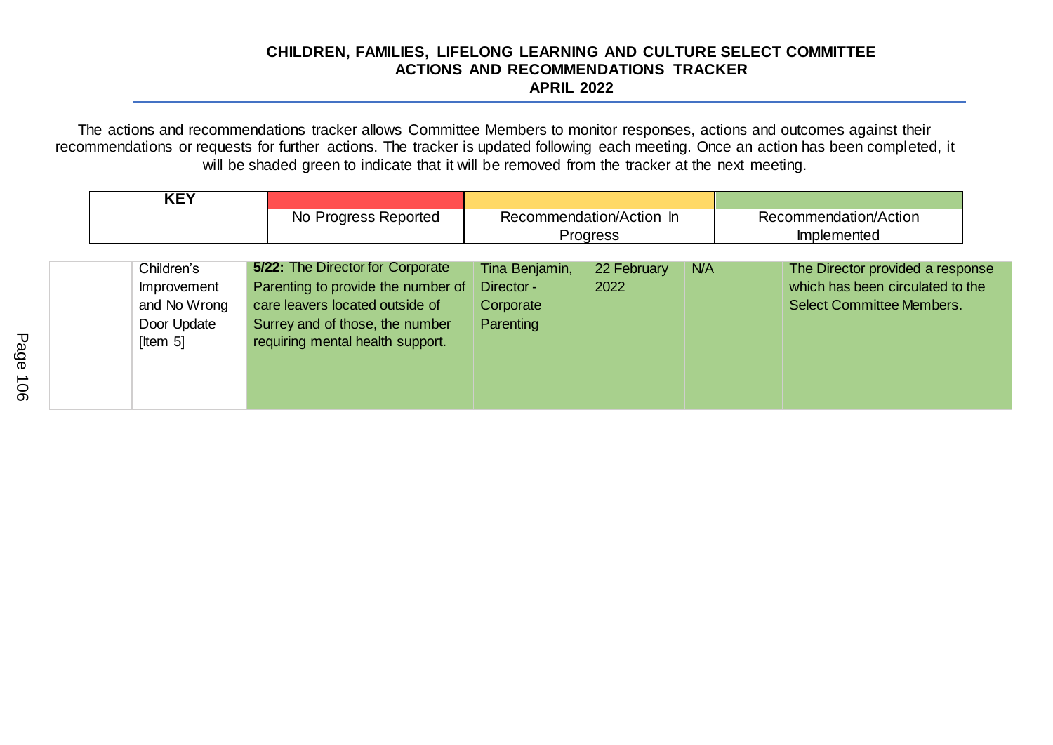**CHILDREN, FAMILIES, LIFELONG LEARNING AND CULTURE SELECT COMMITTEE**
**ACTIONS AND RECOMMENDATIONS TRACKER**
**APRIL 2022**

The actions and recommendations tracker allows Committee Members to monitor responses, actions and outcomes against their recommendations or requests for further actions. The tracker is updated following each meeting. Once an action has been completed, it will be shaded green to indicate that it will be removed from the tracker at the next meeting.

| KEY | | | |
|---|---|---|---|
| | No Progress Reported | Recommendation/Action In Progress | Recommendation/Action Implemented |

| | | | | | | |
|---|---|---|---|---|---|---|
| | Children's Improvement and No Wrong Door Update [Item 5] | **5/22:** The Director for Corporate Parenting to provide the number of care leavers located outside of Surrey and of those, the number requiring mental health support. | Tina Benjamin, Director - Corporate Parenting | 22 February 2022 | N/A | The Director provided a response which has been circulated to the Select Committee Members. |